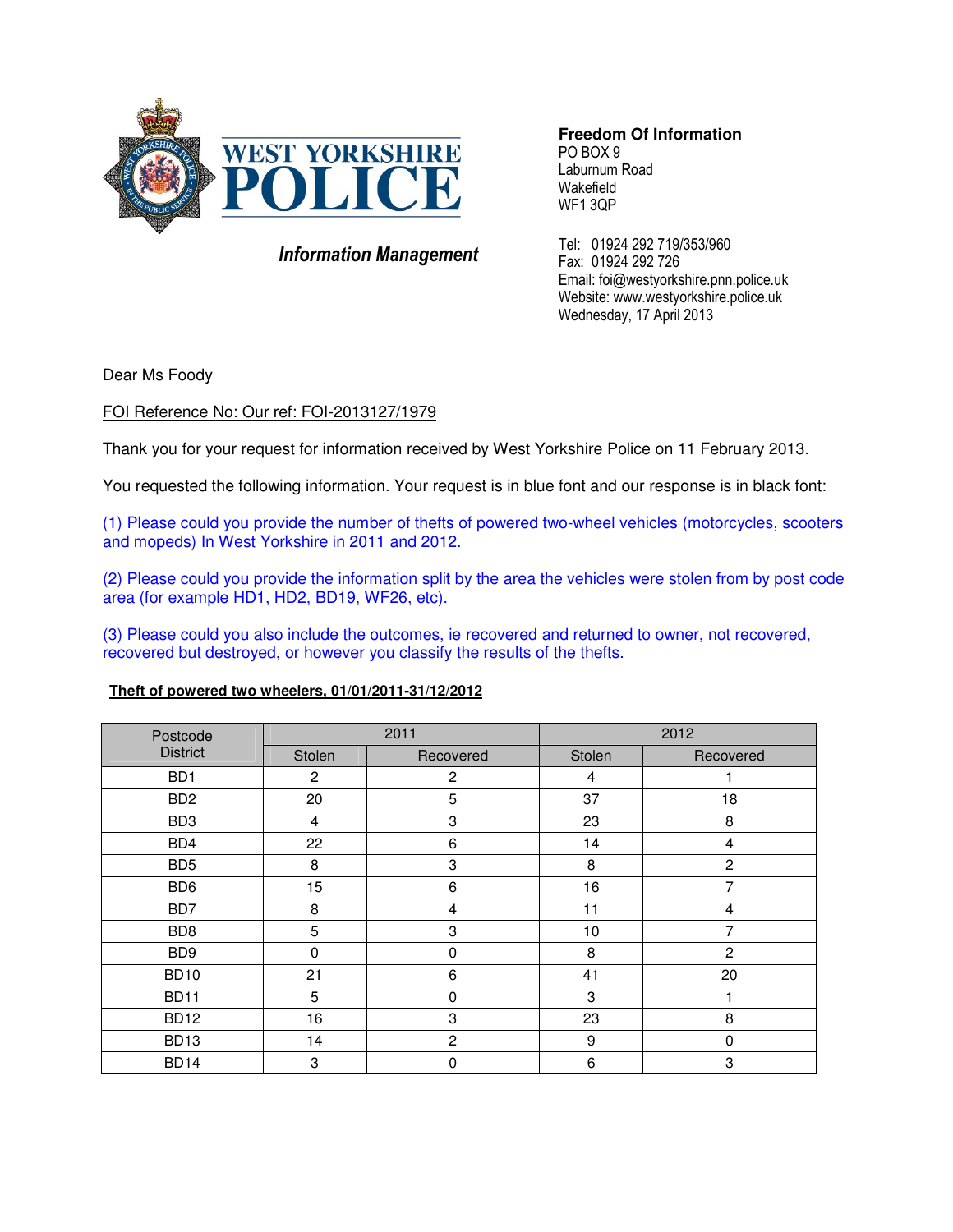WEST YORKSHIRE POLICE

*Information Management*

**Freedom Of Information**
PO BOX 9
Laburnum Road
Wakefield
WF1 3QP

Tel: 01924 292 719/353/960
Fax: 01924 292 726
Email: foi@westyorkshire.pnn.police.uk
Website: www.westyorkshire.police.uk
Wednesday, 17 April 2013

Dear Ms Foody

FOI Reference No: Our ref: FOI-2013127/1979

Thank you for your request for information received by West Yorkshire Police on 11 February 2013.

You requested the following information. Your request is in blue font and our response is in black font:

(1) Please could you provide the number of thefts of powered two-wheel vehicles (motorcycles, scooters and mopeds) In West Yorkshire in 2011 and 2012.

(2) Please could you provide the information split by the area the vehicles were stolen from by post code area (for example HD1, HD2, BD19, WF26, etc).

(3) Please could you also include the outcomes, ie recovered and returned to owner, not recovered, recovered but destroyed, or however you classify the results of the thefts.

**Theft of powered two wheelers, 01/01/2011-31/12/2012**

| Postcode District | 2011 | | 2012 | |
|---|---|---|---|---|
| | Stolen | Recovered | Stolen | Recovered |
| BD1 | 2 | 2 | 4 | 1 |
| BD2 | 20 | 5 | 37 | 18 |
| BD3 | 4 | 3 | 23 | 8 |
| BD4 | 22 | 6 | 14 | 4 |
| BD5 | 8 | 3 | 8 | 2 |
| BD6 | 15 | 6 | 16 | 7 |
| BD7 | 8 | 4 | 11 | 4 |
| BD8 | 5 | 3 | 10 | 7 |
| BD9 | 0 | 0 | 8 | 2 |
| BD10 | 21 | 6 | 41 | 20 |
| BD11 | 5 | 0 | 3 | 1 |
| BD12 | 16 | 3 | 23 | 8 |
| BD13 | 14 | 2 | 9 | 0 |
| BD14 | 3 | 0 | 6 | 3 |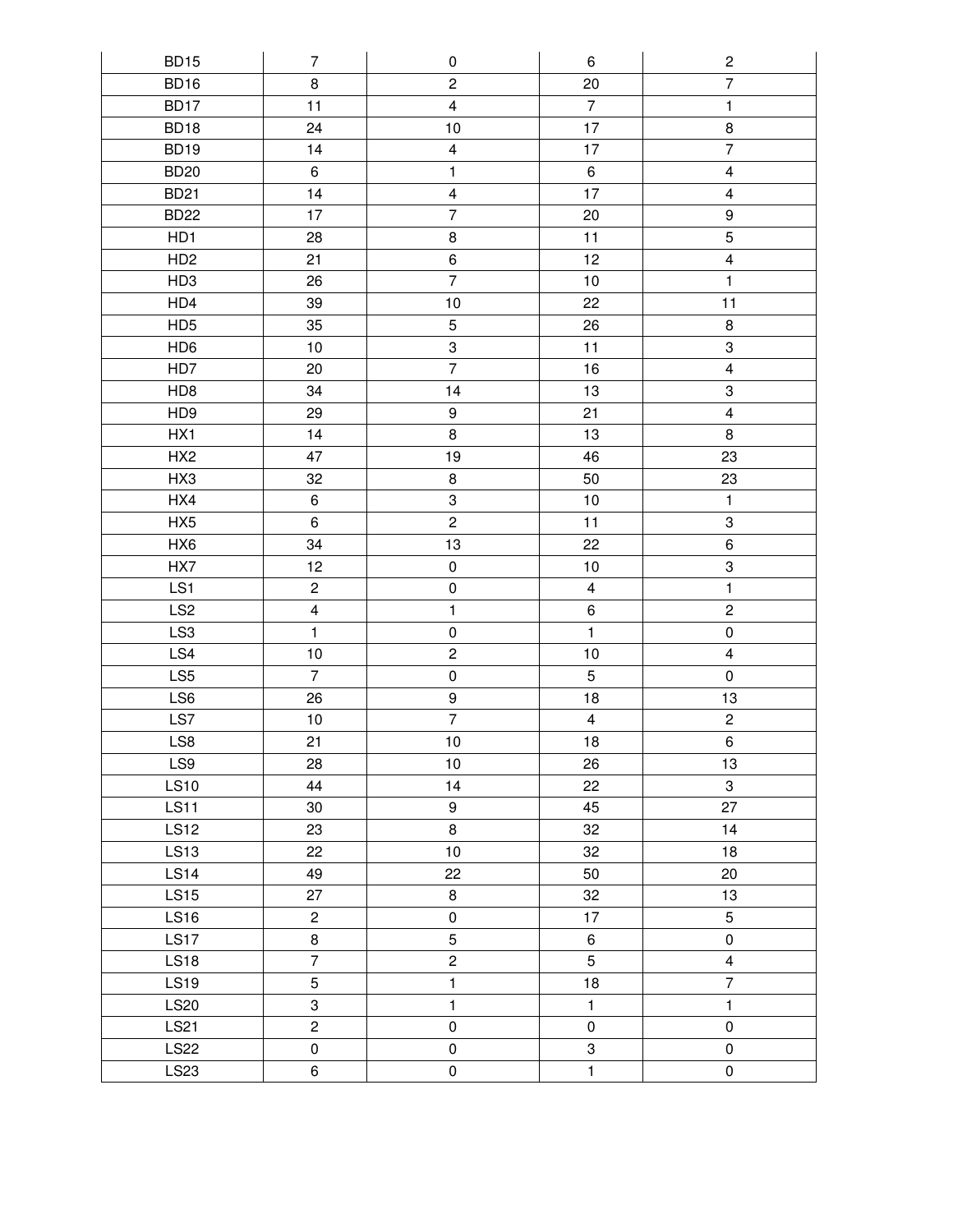| | | | | |
|---|---|---|---|---|
| BD15 | 7 | 0 | 6 | 2 |
| BD16 | 8 | 2 | 20 | 7 |
| BD17 | 11 | 4 | 7 | 1 |
| BD18 | 24 | 10 | 17 | 8 |
| BD19 | 14 | 4 | 17 | 7 |
| BD20 | 6 | 1 | 6 | 4 |
| BD21 | 14 | 4 | 17 | 4 |
| BD22 | 17 | 7 | 20 | 9 |
| HD1 | 28 | 8 | 11 | 5 |
| HD2 | 21 | 6 | 12 | 4 |
| HD3 | 26 | 7 | 10 | 1 |
| HD4 | 39 | 10 | 22 | 11 |
| HD5 | 35 | 5 | 26 | 8 |
| HD6 | 10 | 3 | 11 | 3 |
| HD7 | 20 | 7 | 16 | 4 |
| HD8 | 34 | 14 | 13 | 3 |
| HD9 | 29 | 9 | 21 | 4 |
| HX1 | 14 | 8 | 13 | 8 |
| HX2 | 47 | 19 | 46 | 23 |
| HX3 | 32 | 8 | 50 | 23 |
| HX4 | 6 | 3 | 10 | 1 |
| HX5 | 6 | 2 | 11 | 3 |
| HX6 | 34 | 13 | 22 | 6 |
| HX7 | 12 | 0 | 10 | 3 |
| LS1 | 2 | 0 | 4 | 1 |
| LS2 | 4 | 1 | 6 | 2 |
| LS3 | 1 | 0 | 1 | 0 |
| LS4 | 10 | 2 | 10 | 4 |
| LS5 | 7 | 0 | 5 | 0 |
| LS6 | 26 | 9 | 18 | 13 |
| LS7 | 10 | 7 | 4 | 2 |
| LS8 | 21 | 10 | 18 | 6 |
| LS9 | 28 | 10 | 26 | 13 |
| LS10 | 44 | 14 | 22 | 3 |
| LS11 | 30 | 9 | 45 | 27 |
| LS12 | 23 | 8 | 32 | 14 |
| LS13 | 22 | 10 | 32 | 18 |
| LS14 | 49 | 22 | 50 | 20 |
| LS15 | 27 | 8 | 32 | 13 |
| LS16 | 2 | 0 | 17 | 5 |
| LS17 | 8 | 5 | 6 | 0 |
| LS18 | 7 | 2 | 5 | 4 |
| LS19 | 5 | 1 | 18 | 7 |
| LS20 | 3 | 1 | 1 | 1 |
| LS21 | 2 | 0 | 0 | 0 |
| LS22 | 0 | 0 | 3 | 0 |
| LS23 | 6 | 0 | 1 | 0 |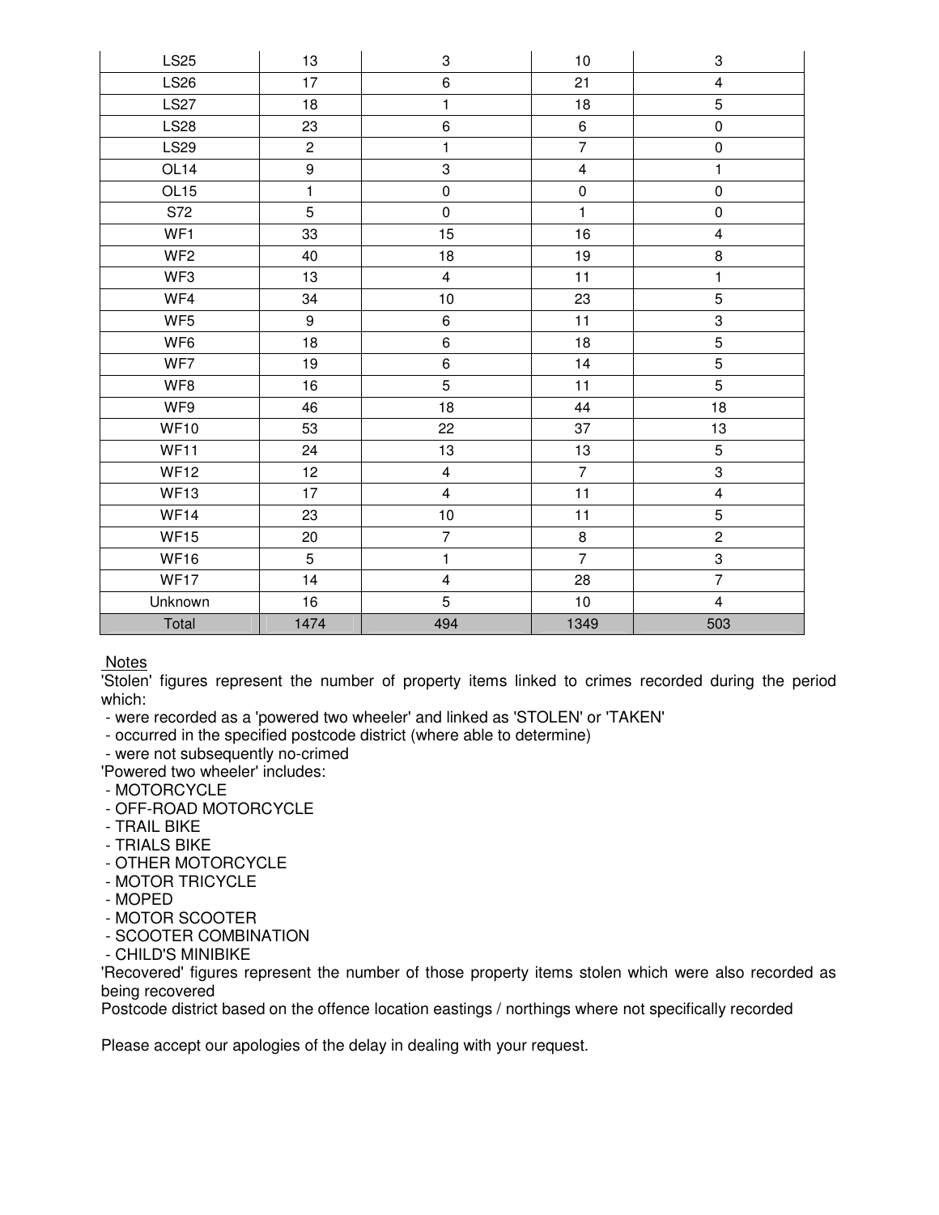| | | | | |
|---|---|---|---|---|
| LS25 | 13 | 3 | 10 | 3 |
| LS26 | 17 | 6 | 21 | 4 |
| LS27 | 18 | 1 | 18 | 5 |
| LS28 | 23 | 6 | 6 | 0 |
| LS29 | 2 | 1 | 7 | 0 |
| OL14 | 9 | 3 | 4 | 1 |
| OL15 | 1 | 0 | 0 | 0 |
| S72 | 5 | 0 | 1 | 0 |
| WF1 | 33 | 15 | 16 | 4 |
| WF2 | 40 | 18 | 19 | 8 |
| WF3 | 13 | 4 | 11 | 1 |
| WF4 | 34 | 10 | 23 | 5 |
| WF5 | 9 | 6 | 11 | 3 |
| WF6 | 18 | 6 | 18 | 5 |
| WF7 | 19 | 6 | 14 | 5 |
| WF8 | 16 | 5 | 11 | 5 |
| WF9 | 46 | 18 | 44 | 18 |
| WF10 | 53 | 22 | 37 | 13 |
| WF11 | 24 | 13 | 13 | 5 |
| WF12 | 12 | 4 | 7 | 3 |
| WF13 | 17 | 4 | 11 | 4 |
| WF14 | 23 | 10 | 11 | 5 |
| WF15 | 20 | 7 | 8 | 2 |
| WF16 | 5 | 1 | 7 | 3 |
| WF17 | 14 | 4 | 28 | 7 |
| Unknown | 16 | 5 | 10 | 4 |
| Total | 1474 | 494 | 1349 | 503 |

Notes

'Stolen' figures represent the number of property items linked to crimes recorded during the period which:

- were recorded as a 'powered two wheeler' and linked as 'STOLEN' or 'TAKEN'
- occurred in the specified postcode district (where able to determine)
- were not subsequently no-crimed

'Powered two wheeler' includes:

- MOTORCYCLE
- OFF-ROAD MOTORCYCLE
- TRAIL BIKE
- TRIALS BIKE
- OTHER MOTORCYCLE
- MOTOR TRICYCLE
- MOPED
- MOTOR SCOOTER
- SCOOTER COMBINATION
- CHILD'S MINIBIKE

'Recovered' figures represent the number of those property items stolen which were also recorded as being recovered

Postcode district based on the offence location eastings / northings where not specifically recorded

Please accept our apologies of the delay in dealing with your request.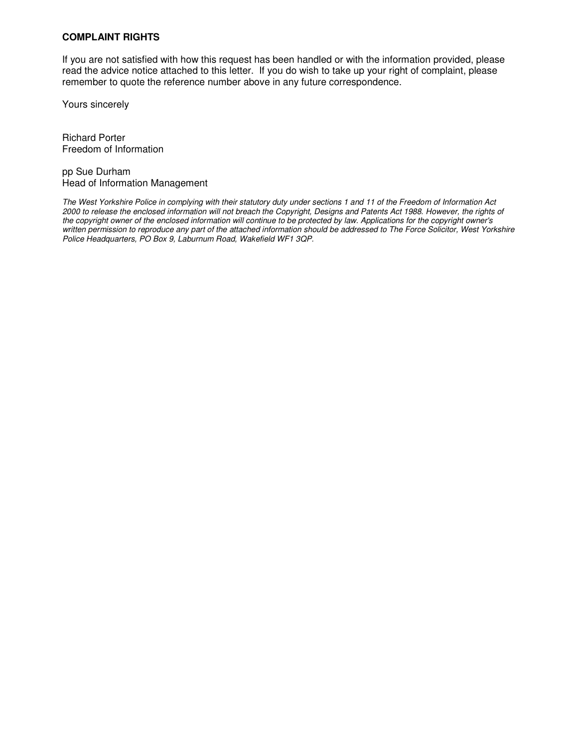**COMPLAINT RIGHTS**

If you are not satisfied with how this request has been handled or with the information provided, please read the advice notice attached to this letter. If you do wish to take up your right of complaint, please remember to quote the reference number above in any future correspondence.

Yours sincerely

Richard Porter
Freedom of Information

pp Sue Durham
Head of Information Management

*The West Yorkshire Police in complying with their statutory duty under sections 1 and 11 of the Freedom of Information Act 2000 to release the enclosed information will not breach the Copyright, Designs and Patents Act 1988. However, the rights of the copyright owner of the enclosed information will continue to be protected by law. Applications for the copyright owner's written permission to reproduce any part of the attached information should be addressed to The Force Solicitor, West Yorkshire Police Headquarters, PO Box 9, Laburnum Road, Wakefield WF1 3QP.*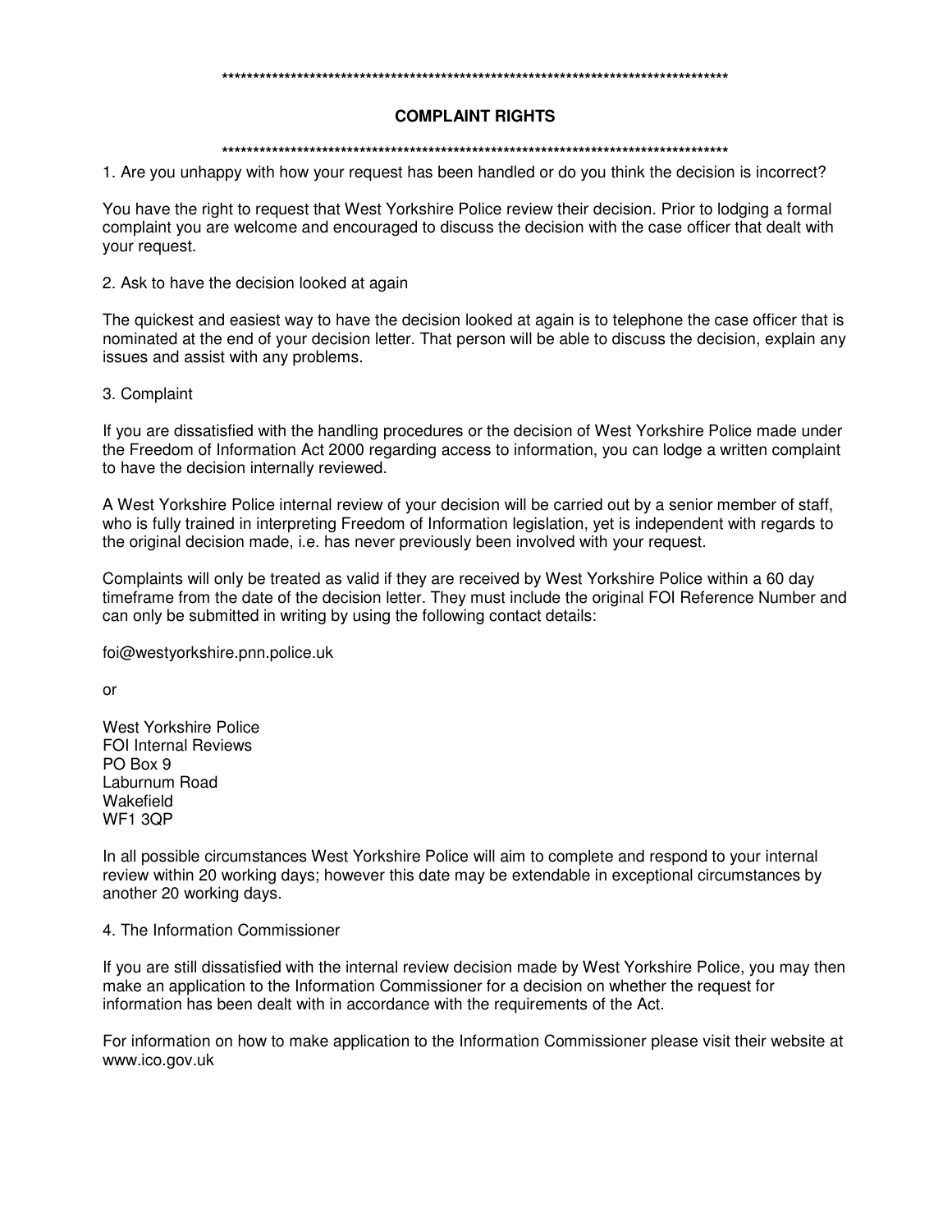************************************************************************************

## COMPLAINT RIGHTS

************************************************************************************

1. Are you unhappy with how your request has been handled or do you think the decision is incorrect?

You have the right to request that West Yorkshire Police review their decision. Prior to lodging a formal complaint you are welcome and encouraged to discuss the decision with the case officer that dealt with your request.

2. Ask to have the decision looked at again

The quickest and easiest way to have the decision looked at again is to telephone the case officer that is nominated at the end of your decision letter. That person will be able to discuss the decision, explain any issues and assist with any problems.

3. Complaint

If you are dissatisfied with the handling procedures or the decision of West Yorkshire Police made under the Freedom of Information Act 2000 regarding access to information, you can lodge a written complaint to have the decision internally reviewed.

A West Yorkshire Police internal review of your decision will be carried out by a senior member of staff, who is fully trained in interpreting Freedom of Information legislation, yet is independent with regards to the original decision made, i.e. has never previously been involved with your request.

Complaints will only be treated as valid if they are received by West Yorkshire Police within a 60 day timeframe from the date of the decision letter. They must include the original FOI Reference Number and can only be submitted in writing by using the following contact details:

foi@westyorkshire.pnn.police.uk

or

West Yorkshire Police
FOI Internal Reviews
PO Box 9
Laburnum Road
Wakefield
WF1 3QP

In all possible circumstances West Yorkshire Police will aim to complete and respond to your internal review within 20 working days; however this date may be extendable in exceptional circumstances by another 20 working days.

4. The Information Commissioner

If you are still dissatisfied with the internal review decision made by West Yorkshire Police, you may then make an application to the Information Commissioner for a decision on whether the request for information has been dealt with in accordance with the requirements of the Act.

For information on how to make application to the Information Commissioner please visit their website at www.ico.gov.uk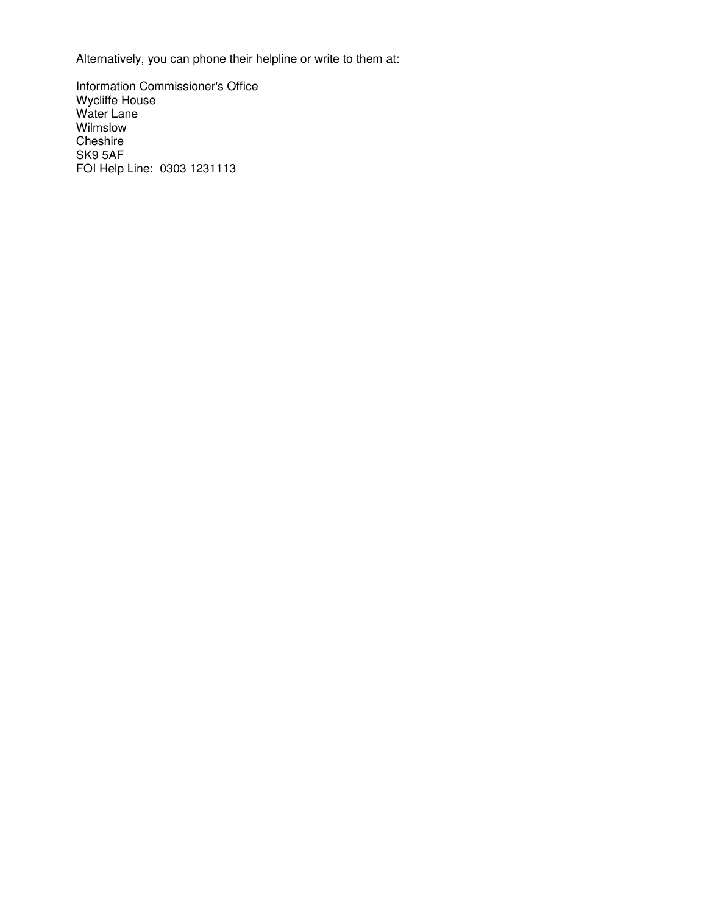Alternatively, you can phone their helpline or write to them at:

Information Commissioner's Office  
Wycliffe House  
Water Lane  
Wilmslow  
Cheshire  
SK9 5AF  
FOI Help Line: 0303 1231113